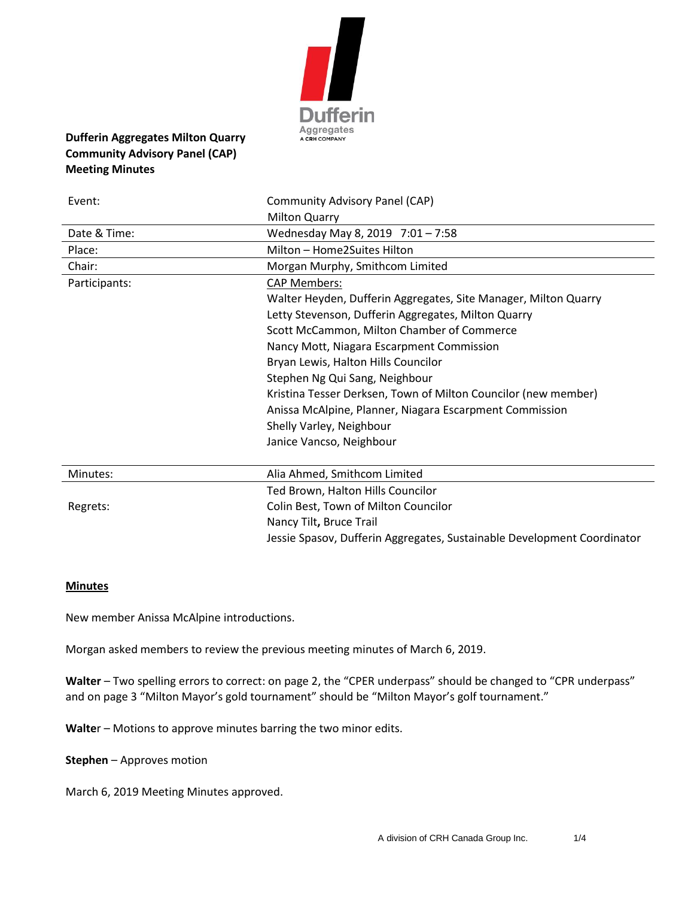**Dufferin Aggregates Milton Quarry**
**Community Advisory Panel (CAP)**
**Meeting Minutes**

| Event: | Community Advisory Panel (CAP)<br>Milton Quarry |
|---|---|
| Date & Time: | Wednesday May 8, 2019 7:01 – 7:58 |
| Place: | Milton – Home2Suites Hilton |
| Chair: | Morgan Murphy, Smithcom Limited |
| Participants: | CAP Members:<br>Walter Heyden, Dufferin Aggregates, Site Manager, Milton Quarry<br>Letty Stevenson, Dufferin Aggregates, Milton Quarry<br>Scott McCammon, Milton Chamber of Commerce<br>Nancy Mott, Niagara Escarpment Commission<br>Bryan Lewis, Halton Hills Councilor<br>Stephen Ng Qui Sang, Neighbour<br>Kristina Tesser Derksen, Town of Milton Councilor (new member)<br>Anissa McAlpine, Planner, Niagara Escarpment Commission<br>Shelly Varley, Neighbour<br>Janice Vancso, Neighbour |
| Minutes: | Alia Ahmed, Smithcom Limited |
| Regrets: | Ted Brown, Halton Hills Councilor<br>Colin Best, Town of Milton Councilor<br>Nancy Tilt, Bruce Trail<br>Jessie Spasov, Dufferin Aggregates, Sustainable Development Coordinator |

**Minutes**

New member Anissa McAlpine introductions.

Morgan asked members to review the previous meeting minutes of March 6, 2019.

**Walter** – Two spelling errors to correct: on page 2, the "CPER underpass" should be changed to "CPR underpass" and on page 3 "Milton Mayor's gold tournament" should be "Milton Mayor's golf tournament."

**Walter** – Motions to approve minutes barring the two minor edits.

**Stephen** – Approves motion

March 6, 2019 Meeting Minutes approved.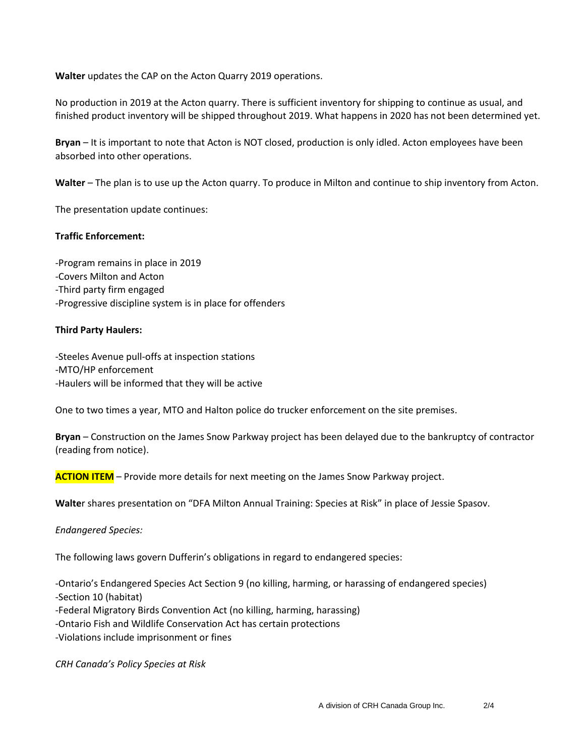**Walter** updates the CAP on the Acton Quarry 2019 operations.

No production in 2019 at the Acton quarry. There is sufficient inventory for shipping to continue as usual, and finished product inventory will be shipped throughout 2019. What happens in 2020 has not been determined yet.

**Bryan** – It is important to note that Acton is NOT closed, production is only idled. Acton employees have been absorbed into other operations.

**Walter** – The plan is to use up the Acton quarry. To produce in Milton and continue to ship inventory from Acton.

The presentation update continues:

**Traffic Enforcement:**

-Program remains in place in 2019
-Covers Milton and Acton
-Third party firm engaged
-Progressive discipline system is in place for offenders

**Third Party Haulers:**

-Steeles Avenue pull-offs at inspection stations
-MTO/HP enforcement
-Haulers will be informed that they will be active

One to two times a year, MTO and Halton police do trucker enforcement on the site premises.

**Bryan** – Construction on the James Snow Parkway project has been delayed due to the bankruptcy of contractor (reading from notice).

**ACTION ITEM** – Provide more details for next meeting on the James Snow Parkway project.

**Walte**r shares presentation on "DFA Milton Annual Training: Species at Risk" in place of Jessie Spasov.

*Endangered Species:*

The following laws govern Dufferin's obligations in regard to endangered species:

-Ontario's Endangered Species Act Section 9 (no killing, harming, or harassing of endangered species)
-Section 10 (habitat)
-Federal Migratory Birds Convention Act (no killing, harming, harassing)
-Ontario Fish and Wildlife Conservation Act has certain protections
-Violations include imprisonment or fines

*CRH Canada's Policy Species at Risk*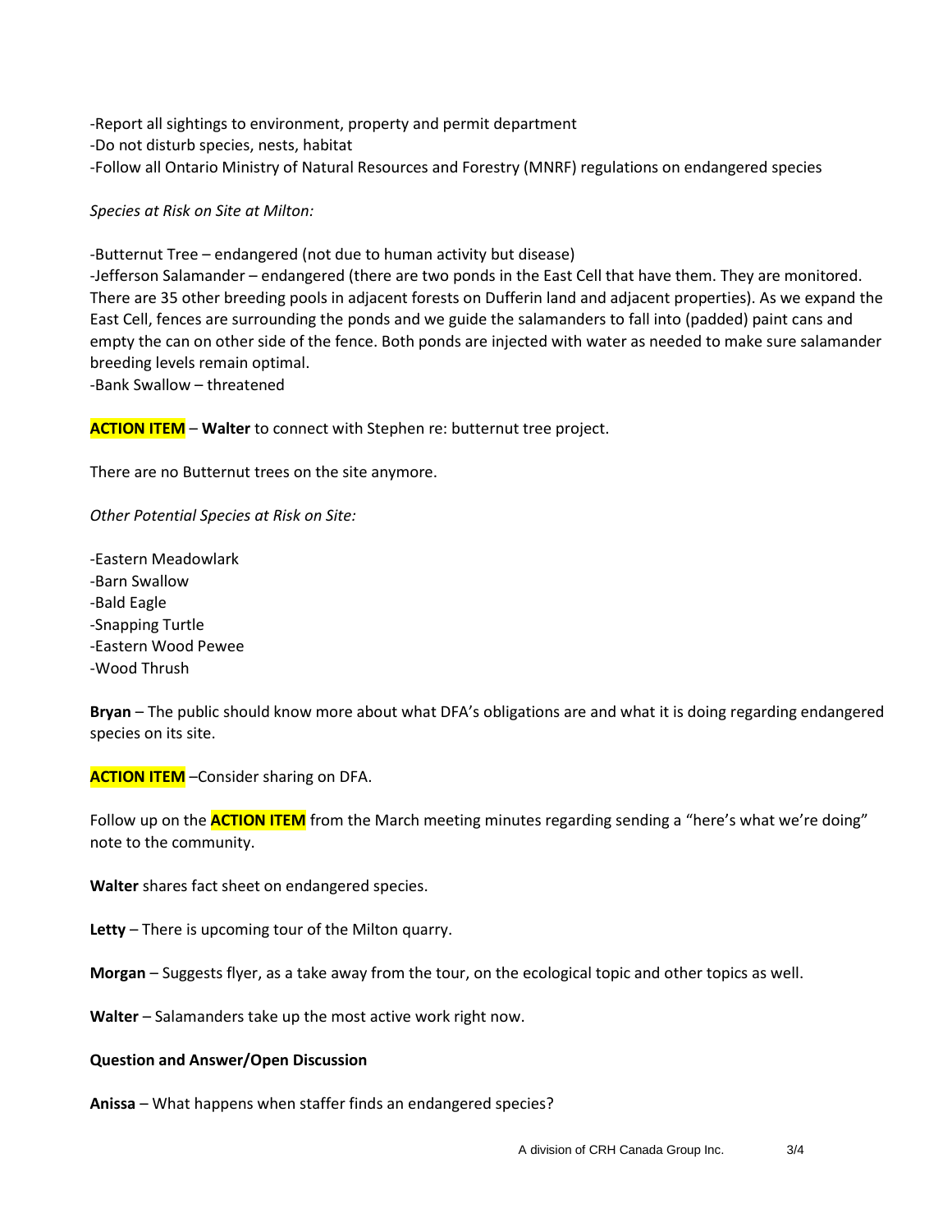-Report all sightings to environment, property and permit department
-Do not disturb species, nests, habitat
-Follow all Ontario Ministry of Natural Resources and Forestry (MNRF) regulations on endangered species

*Species at Risk on Site at Milton:*

-Butternut Tree – endangered (not due to human activity but disease)
-Jefferson Salamander – endangered (there are two ponds in the East Cell that have them. They are monitored. There are 35 other breeding pools in adjacent forests on Dufferin land and adjacent properties). As we expand the East Cell, fences are surrounding the ponds and we guide the salamanders to fall into (padded) paint cans and empty the can on other side of the fence. Both ponds are injected with water as needed to make sure salamander breeding levels remain optimal.
-Bank Swallow – threatened

**ACTION ITEM** – **Walter** to connect with Stephen re: butternut tree project.

There are no Butternut trees on the site anymore.

*Other Potential Species at Risk on Site:*

-Eastern Meadowlark
-Barn Swallow
-Bald Eagle
-Snapping Turtle
-Eastern Wood Pewee
-Wood Thrush

**Bryan** – The public should know more about what DFA's obligations are and what it is doing regarding endangered species on its site.

**ACTION ITEM** –Consider sharing on DFA.

Follow up on the **ACTION ITEM** from the March meeting minutes regarding sending a "here's what we're doing" note to the community.

**Walter** shares fact sheet on endangered species.

**Letty** – There is upcoming tour of the Milton quarry.

**Morgan** – Suggests flyer, as a take away from the tour, on the ecological topic and other topics as well.

**Walter** – Salamanders take up the most active work right now.

**Question and Answer/Open Discussion**

**Anissa** – What happens when staffer finds an endangered species?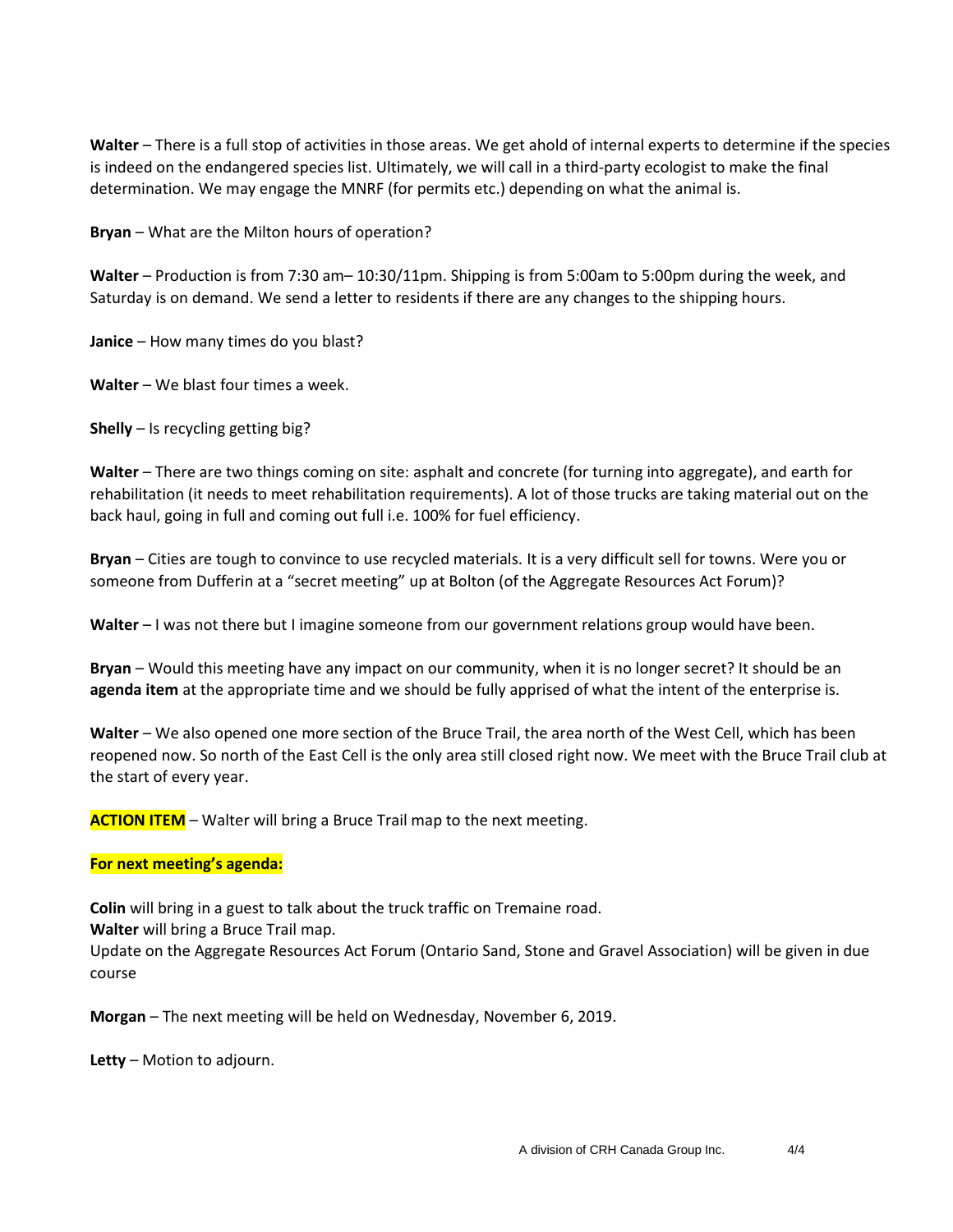**Walter** – There is a full stop of activities in those areas. We get ahold of internal experts to determine if the species is indeed on the endangered species list. Ultimately, we will call in a third-party ecologist to make the final determination. We may engage the MNRF (for permits etc.) depending on what the animal is.

**Bryan** – What are the Milton hours of operation?

**Walter** – Production is from 7:30 am– 10:30/11pm. Shipping is from 5:00am to 5:00pm during the week, and Saturday is on demand. We send a letter to residents if there are any changes to the shipping hours.

**Janice** – How many times do you blast?

**Walter** – We blast four times a week.

**Shelly** – Is recycling getting big?

**Walter** – There are two things coming on site: asphalt and concrete (for turning into aggregate), and earth for rehabilitation (it needs to meet rehabilitation requirements). A lot of those trucks are taking material out on the back haul, going in full and coming out full i.e. 100% for fuel efficiency.

**Bryan** – Cities are tough to convince to use recycled materials. It is a very difficult sell for towns. Were you or someone from Dufferin at a "secret meeting" up at Bolton (of the Aggregate Resources Act Forum)?

**Walter** – I was not there but I imagine someone from our government relations group would have been.

**Bryan** – Would this meeting have any impact on our community, when it is no longer secret? It should be an **agenda item** at the appropriate time and we should be fully apprised of what the intent of the enterprise is.

**Walter** – We also opened one more section of the Bruce Trail, the area north of the West Cell, which has been reopened now. So north of the East Cell is the only area still closed right now. We meet with the Bruce Trail club at the start of every year.

**ACTION ITEM** – Walter will bring a Bruce Trail map to the next meeting.

**For next meeting's agenda:**

**Colin** will bring in a guest to talk about the truck traffic on Tremaine road.
**Walter** will bring a Bruce Trail map.
Update on the Aggregate Resources Act Forum (Ontario Sand, Stone and Gravel Association) will be given in due course

**Morgan** – The next meeting will be held on Wednesday, November 6, 2019.

**Letty** – Motion to adjourn.

A division of CRH Canada Group Inc.